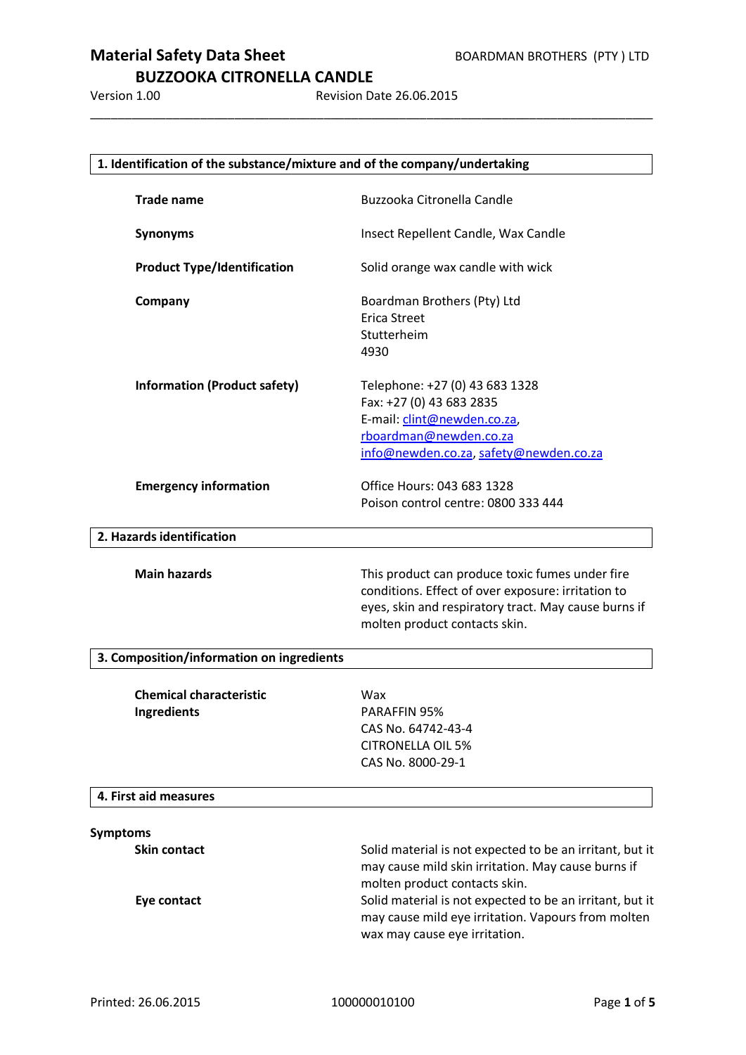# Material Safety Data Sheet

## BUZZOOKA CITRONELLA CANDLE

BOARDMAN BROTHERS (PTY ) LTD

Version 1.00 Revision Date 26.06.2015

## 1. Identification of the substance/mixture and of the company/undertaking

**Trade name** Buzzooka Citronella Candle

**Synonyms** Insect Repellent Candle, Wax Candle

**Product Type/Identification** Solid orange wax candle with wick

**Company** Boardman Brothers (Pty) Ltd
Erica Street
Stutterheim
4930

**Information (Product safety)** Telephone: +27 (0) 43 683 1328
Fax: +27 (0) 43 683 2835
E-mail: clint@newden.co.za, rboardman@newden.co.za
info@newden.co.za, safety@newden.co.za

**Emergency information** Office Hours: 043 683 1328
Poison control centre: 0800 333 444

## 2. Hazards identification

**Main hazards** This product can produce toxic fumes under fire conditions. Effect of over exposure: irritation to eyes, skin and respiratory tract. May cause burns if molten product contacts skin.

## 3. Composition/information on ingredients

**Chemical characteristic** Wax

**Ingredients** PARAFFIN 95%
CAS No. 64742-43-4
CITRONELLA OIL 5%
CAS No. 8000-29-1

## 4. First aid measures

**Symptoms**

**Skin contact** Solid material is not expected to be an irritant, but it may cause mild skin irritation. May cause burns if molten product contacts skin.

**Eye contact** Solid material is not expected to be an irritant, but it may cause mild eye irritation. Vapours from molten wax may cause eye irritation.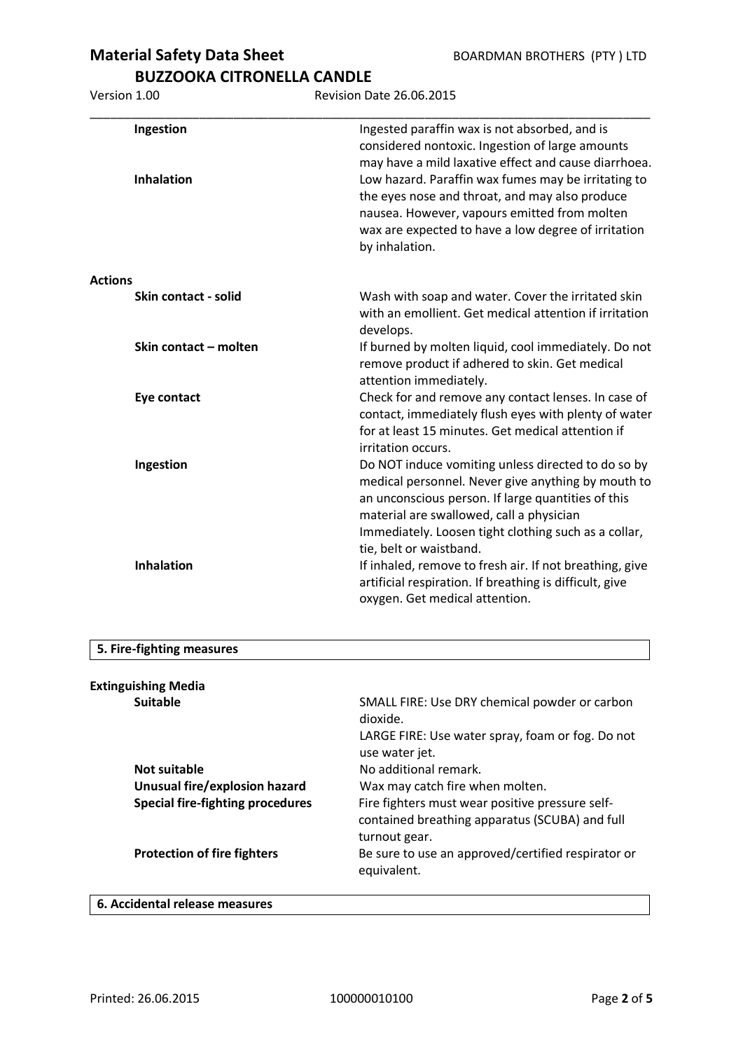| | |
|---|---|
| **Ingestion** | Ingested paraffin wax is not absorbed, and is considered nontoxic. Ingestion of large amounts may have a mild laxative effect and cause diarrhoea. |
| **Inhalation** | Low hazard. Paraffin wax fumes may be irritating to the eyes nose and throat, and may also produce nausea. However, vapours emitted from molten wax are expected to have a low degree of irritation by inhalation. |

**Actions**

| | |
|---|---|
| **Skin contact - solid** | Wash with soap and water. Cover the irritated skin with an emollient. Get medical attention if irritation develops. |
| **Skin contact – molten** | If burned by molten liquid, cool immediately. Do not remove product if adhered to skin. Get medical attention immediately. |
| **Eye contact** | Check for and remove any contact lenses. In case of contact, immediately flush eyes with plenty of water for at least 15 minutes. Get medical attention if irritation occurs. |
| **Ingestion** | Do NOT induce vomiting unless directed to do so by medical personnel. Never give anything by mouth to an unconscious person. If large quantities of this material are swallowed, call a physician Immediately. Loosen tight clothing such as a collar, tie, belt or waistband. |
| **Inhalation** | If inhaled, remove to fresh air. If not breathing, give artificial respiration. If breathing is difficult, give oxygen. Get medical attention. |

## 5. Fire-fighting measures

**Extinguishing Media**

| | |
|---|---|
| **Suitable** | SMALL FIRE: Use DRY chemical powder or carbon dioxide.<br>LARGE FIRE: Use water spray, foam or fog. Do not use water jet. |
| **Not suitable** | No additional remark. |
| **Unusual fire/explosion hazard** | Wax may catch fire when molten. |
| **Special fire-fighting procedures** | Fire fighters must wear positive pressure self-contained breathing apparatus (SCUBA) and full turnout gear. |
| **Protection of fire fighters** | Be sure to use an approved/certified respirator or equivalent. |

## 6. Accidental release measures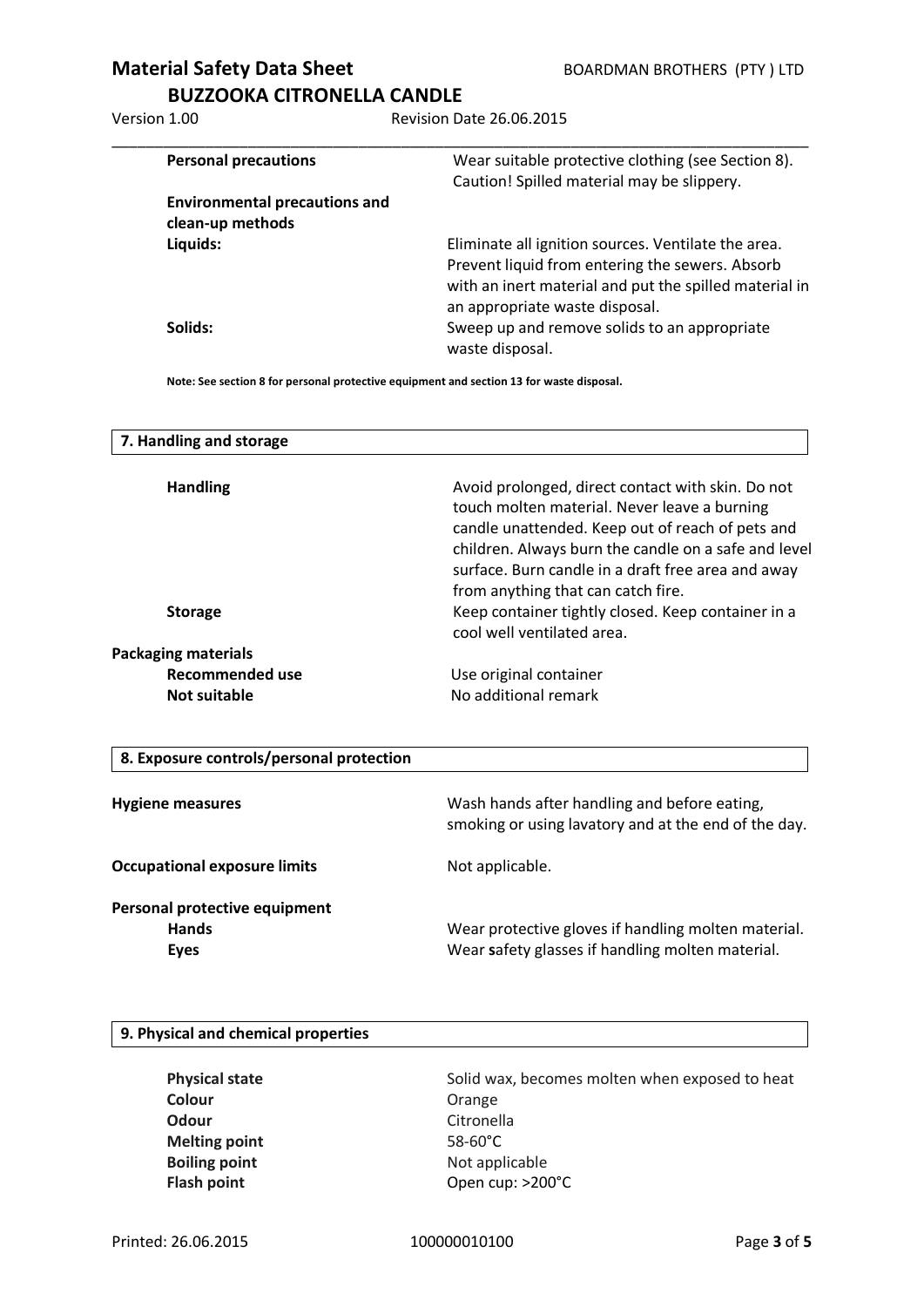| | |
|---|---|
| **Personal precautions** | Wear suitable protective clothing (see Section 8). Caution! Spilled material may be slippery. |
| **Environmental precautions and clean-up methods** | |
| **Liquids:** | Eliminate all ignition sources. Ventilate the area. Prevent liquid from entering the sewers. Absorb with an inert material and put the spilled material in an appropriate waste disposal. |
| **Solids:** | Sweep up and remove solids to an appropriate waste disposal. |

**Note: See section 8 for personal protective equipment and section 13 for waste disposal.**

## 7. Handling and storage

| | |
|---|---|
| **Handling** | Avoid prolonged, direct contact with skin. Do not touch molten material. Never leave a burning candle unattended. Keep out of reach of pets and children. Always burn the candle on a safe and level surface. Burn candle in a draft free area and away from anything that can catch fire. |
| **Storage** | Keep container tightly closed. Keep container in a cool well ventilated area. |
| **Packaging materials** | |
| **Recommended use** | Use original container |
| **Not suitable** | No additional remark |

## 8. Exposure controls/personal protection

| | |
|---|---|
| **Hygiene measures** | Wash hands after handling and before eating, smoking or using lavatory and at the end of the day. |
| **Occupational exposure limits** | Not applicable. |
| **Personal protective equipment** | |
| **Hands** | Wear protective gloves if handling molten material. |
| **Eyes** | Wear **s**afety glasses if handling molten material. |

## 9. Physical and chemical properties

| | |
|---|---|
| **Physical state** | Solid wax, becomes molten when exposed to heat |
| **Colour** | Orange |
| **Odour** | Citronella |
| **Melting point** | 58-60°C |
| **Boiling point** | Not applicable |
| **Flash point** | Open cup: >200°C |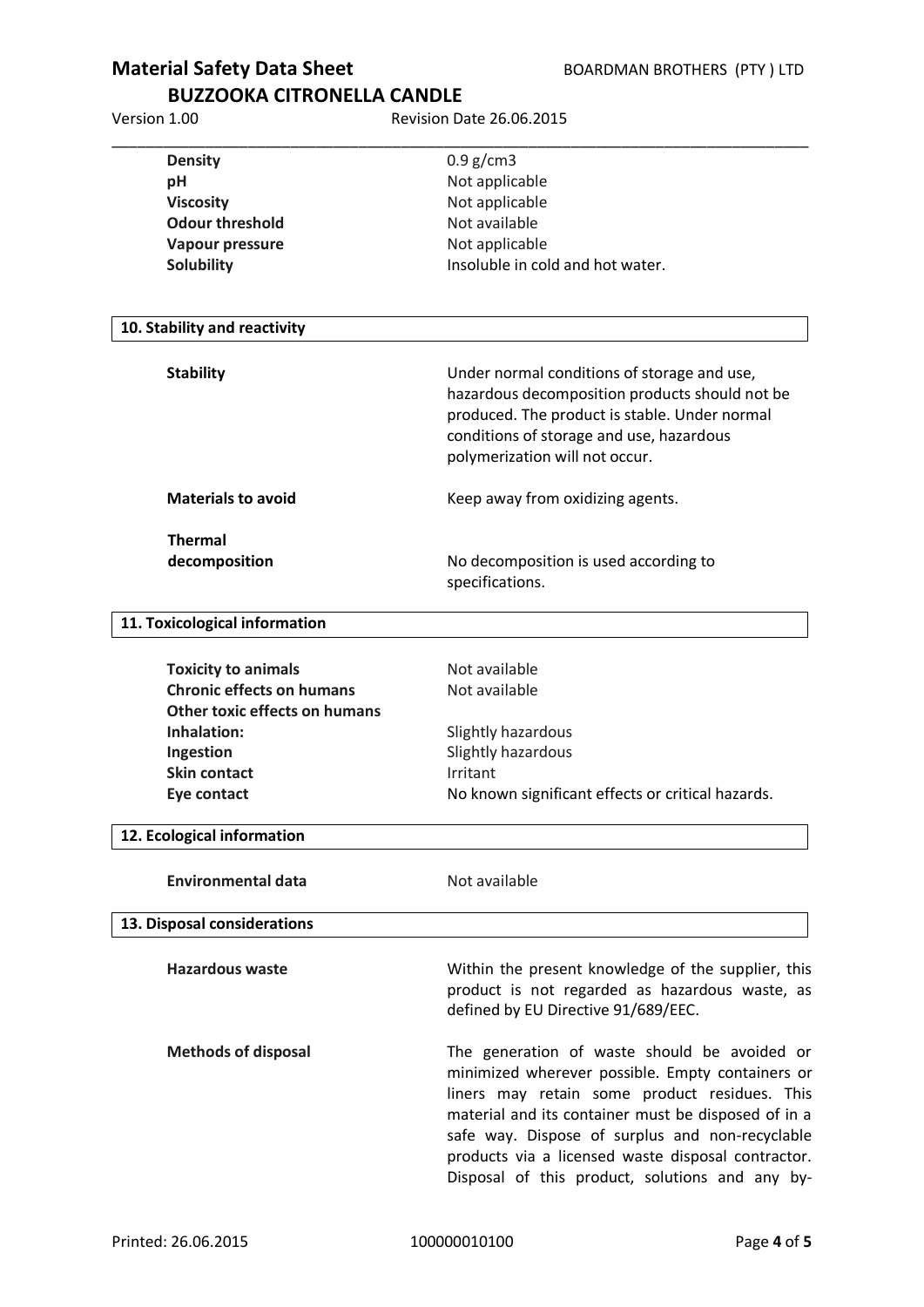| | |
|---|---|
| **Density** | 0.9 g/cm3 |
| **pH** | Not applicable |
| **Viscosity** | Not applicable |
| **Odour threshold** | Not available |
| **Vapour pressure** | Not applicable |
| **Solubility** | Insoluble in cold and hot water. |

## 10. Stability and reactivity

| | |
|---|---|
| **Stability** | Under normal conditions of storage and use, hazardous decomposition products should not be produced. The product is stable. Under normal conditions of storage and use, hazardous polymerization will not occur. |
| **Materials to avoid** | Keep away from oxidizing agents. |
| **Thermal decomposition** | No decomposition is used according to specifications. |

## 11. Toxicological information

| | |
|---|---|
| **Toxicity to animals** | Not available |
| **Chronic effects on humans** | Not available |
| **Other toxic effects on humans** | |
| **Inhalation:** | Slightly hazardous |
| **Ingestion** | Slightly hazardous |
| **Skin contact** | Irritant |
| **Eye contact** | No known significant effects or critical hazards. |

## 12. Ecological information

| | |
|---|---|
| **Environmental data** | Not available |

## 13. Disposal considerations

| | |
|---|---|
| **Hazardous waste** | Within the present knowledge of the supplier, this product is not regarded as hazardous waste, as defined by EU Directive 91/689/EEC. |
| **Methods of disposal** | The generation of waste should be avoided or minimized wherever possible. Empty containers or liners may retain some product residues. This material and its container must be disposed of in a safe way. Dispose of surplus and non-recyclable products via a licensed waste disposal contractor. Disposal of this product, solutions and any by- |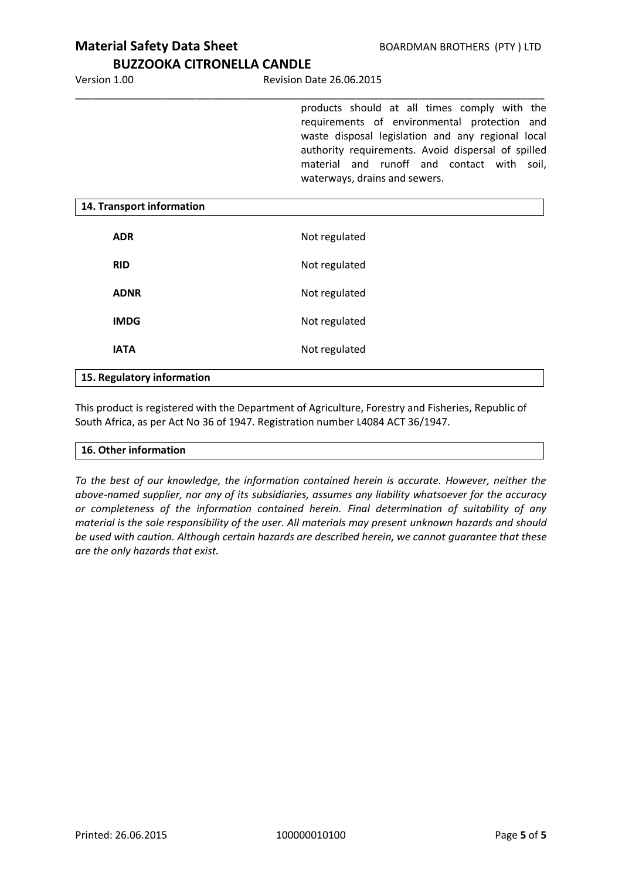products should at all times comply with the requirements of environmental protection and waste disposal legislation and any regional local authority requirements. Avoid dispersal of spilled material and runoff and contact with soil, waterways, drains and sewers.

## 14. Transport information

| | |
|---|---|
| **ADR** | Not regulated |
| **RID** | Not regulated |
| **ADNR** | Not regulated |
| **IMDG** | Not regulated |
| **IATA** | Not regulated |

## 15. Regulatory information

This product is registered with the Department of Agriculture, Forestry and Fisheries, Republic of South Africa, as per Act No 36 of 1947. Registration number L4084 ACT 36/1947.

## 16. Other information

*To the best of our knowledge, the information contained herein is accurate. However, neither the above-named supplier, nor any of its subsidiaries, assumes any liability whatsoever for the accuracy or completeness of the information contained herein. Final determination of suitability of any material is the sole responsibility of the user. All materials may present unknown hazards and should be used with caution. Although certain hazards are described herein, we cannot guarantee that these are the only hazards that exist.*